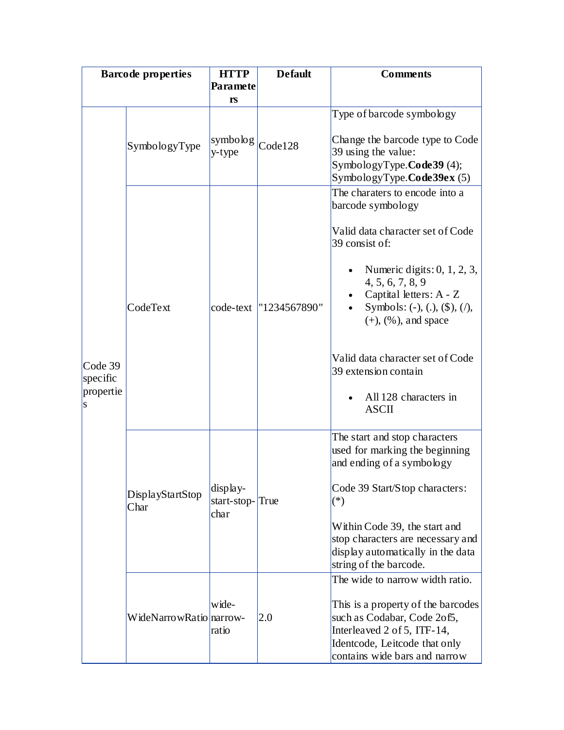| Barcode properties | | HTTP Parameters | Default | Comments |
|---|---|---|---|---|
| Code 39 specific properties | SymbologyType | symbology-type | Code128 | Type of barcode symbology<br><br>Change the barcode type to Code 39 using the value: SymbologyType.**Code39** (4); SymbologyType.**Code39ex** (5) |
| | CodeText | code-text | "1234567890" | The charaters to encode into a barcode symbology<br><br>Valid data character set of Code 39 consist of:<br><br>• Numeric digits: 0, 1, 2, 3, 4, 5, 6, 7, 8, 9<br>• Captital letters: A - Z<br>• Symbols: (-), (.), ($), (/), (+), (%), and space<br><br>Valid data character set of Code 39 extension contain<br><br>• All 128 characters in ASCII |
| | DisplayStartStopChar | display-start-stop-char | True | The start and stop characters used for marking the beginning and ending of a symbology<br><br>Code 39 Start/Stop characters: (*)<br><br>Within Code 39, the start and stop characters are necessary and display automatically in the data string of the barcode. |
| | WideNarrowRatio | wide-narrow-ratio | 2.0 | The wide to narrow width ratio.<br><br>This is a property of the barcodes such as Codabar, Code 2of5, Interleaved 2 of 5, ITF-14, Identcode, Leitcode that only contains wide bars and narrow |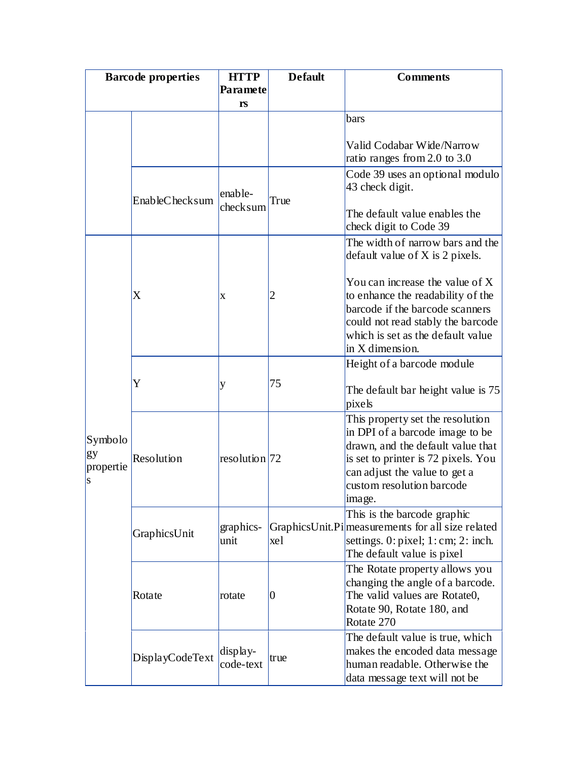| Barcode properties | | HTTP Parameters | Default | Comments |
| --- | --- | --- | --- | --- |
| | | | | bars<br><br>Valid Codabar Wide/Narrow ratio ranges from 2.0 to 3.0 |
| | EnableChecksum | enable-checksum | True | Code 39 uses an optional modulo 43 check digit.<br><br>The default value enables the check digit to Code 39 |
| Symbology properties | X | x | 2 | The width of narrow bars and the default value of X is 2 pixels.<br><br>You can increase the value of X to enhance the readability of the barcode if the barcode scanners could not read stably the barcode which is set as the default value in X dimension. |
| | Y | y | 75 | Height of a barcode module<br><br>The default bar height value is 75 pixels |
| | Resolution | resolution | 72 | This property set the resolution in DPI of a barcode image to be drawn, and the default value that is set to printer is 72 pixels. You can adjust the value to get a custom resolution barcode image. |
| | GraphicsUnit | graphics-unit | GraphicsUnit.Pixel | This is the barcode graphic measurements for all size related settings. 0: pixel; 1: cm; 2: inch. The default value is pixel |
| | Rotate | rotate | 0 | The Rotate property allows you changing the angle of a barcode. The valid values are Rotate0, Rotate 90, Rotate 180, and Rotate 270 |
| | DisplayCodeText | display-code-text | true | The default value is true, which makes the encoded data message human readable. Otherwise the data message text will not be |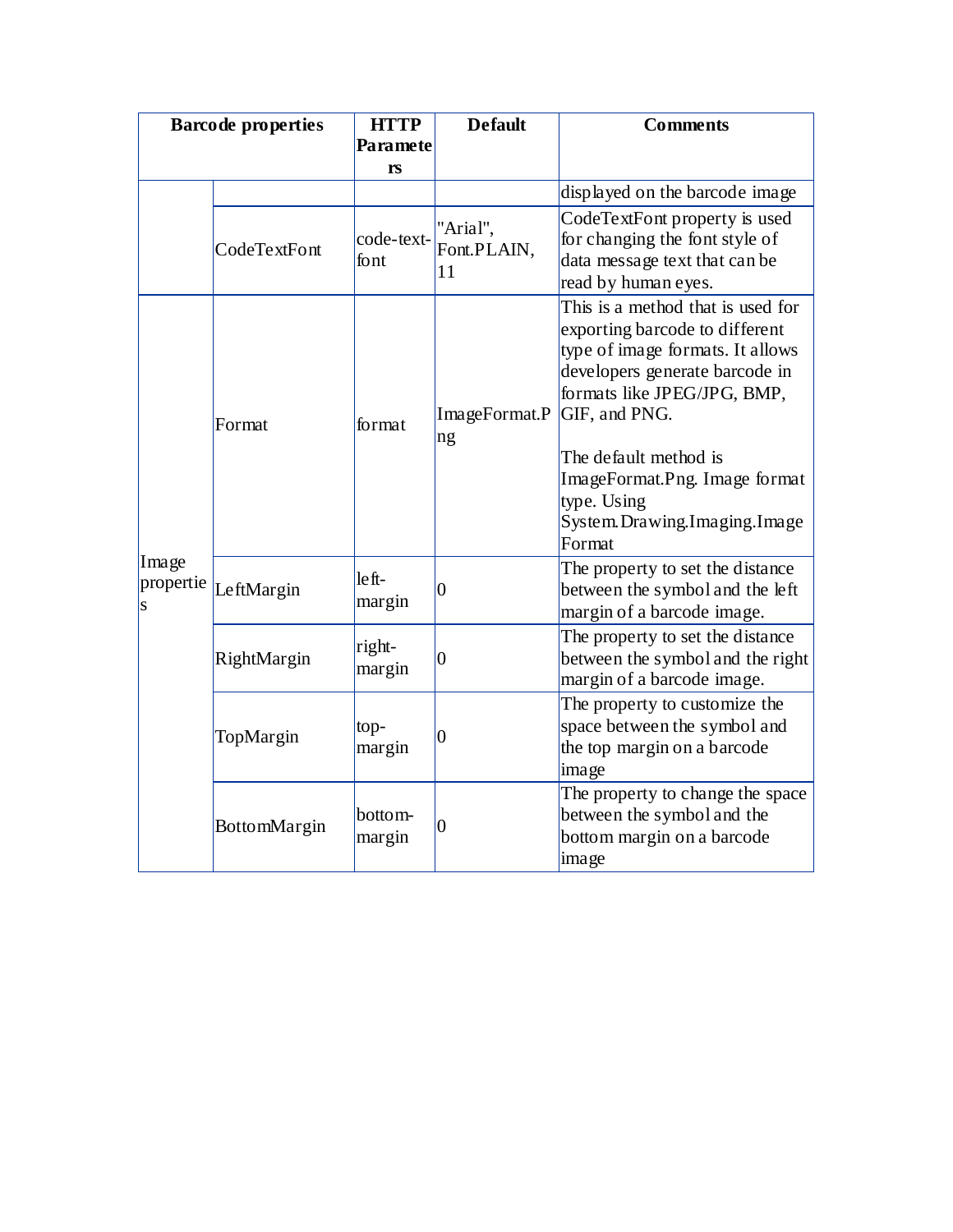| Barcode properties | | HTTP Parameters | Default | Comments |
|---|---|---|---|---|
| | | | | displayed on the barcode image |
| | CodeTextFont | code-text-font | "Arial", Font.PLAIN, 11 | CodeTextFont property is used for changing the font style of data message text that can be read by human eyes. |
| Image properties | Format | format | ImageFormat.Png | This is a method that is used for exporting barcode to different type of image formats. It allows developers generate barcode in formats like JPEG/JPG, BMP, GIF, and PNG.<br><br>The default method is ImageFormat.Png. Image format type. Using System.Drawing.Imaging.ImageFormat |
| | LeftMargin | left-margin | 0 | The property to set the distance between the symbol and the left margin of a barcode image. |
| | RightMargin | right-margin | 0 | The property to set the distance between the symbol and the right margin of a barcode image. |
| | TopMargin | top-margin | 0 | The property to customize the space between the symbol and the top margin on a barcode image |
| | BottomMargin | bottom-margin | 0 | The property to change the space between the symbol and the bottom margin on a barcode image |